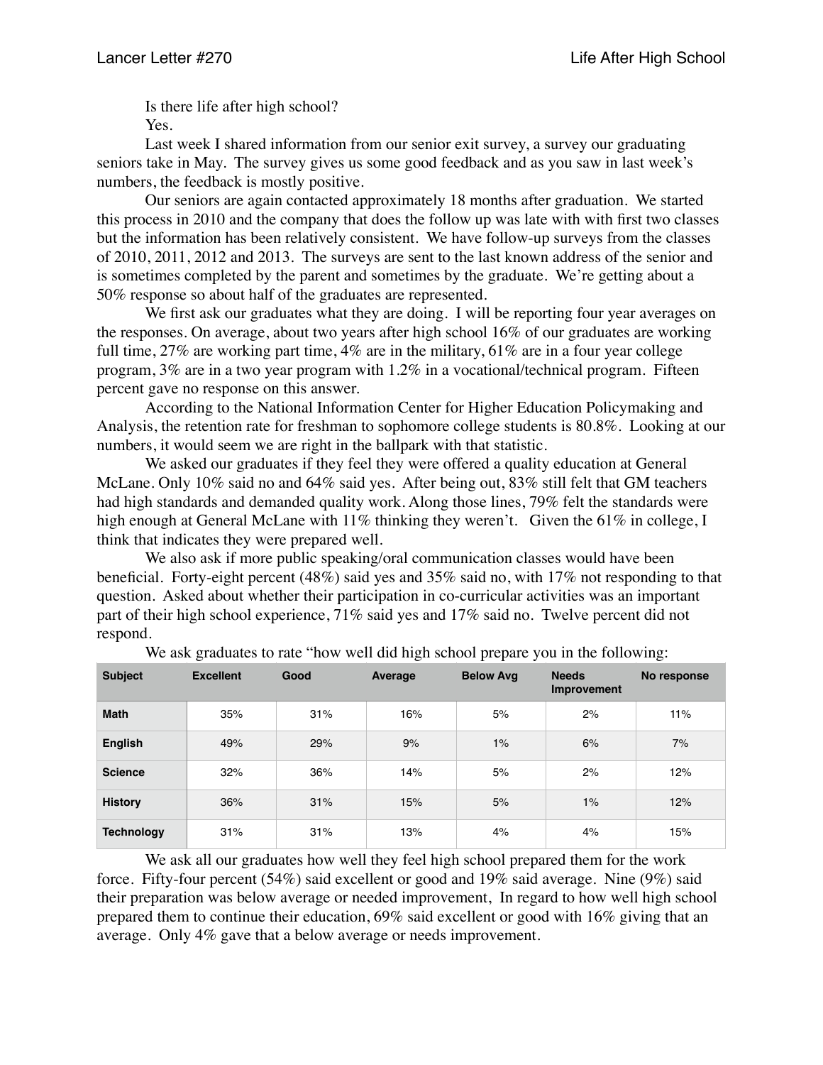Is there life after high school?

Yes.

Last week I shared information from our senior exit survey, a survey our graduating seniors take in May. The survey gives us some good feedback and as you saw in last week's numbers, the feedback is mostly positive.

Our seniors are again contacted approximately 18 months after graduation. We started this process in 2010 and the company that does the follow up was late with with first two classes but the information has been relatively consistent. We have follow-up surveys from the classes of 2010, 2011, 2012 and 2013. The surveys are sent to the last known address of the senior and is sometimes completed by the parent and sometimes by the graduate. We're getting about a 50% response so about half of the graduates are represented.

We first ask our graduates what they are doing. I will be reporting four year averages on the responses. On average, about two years after high school 16% of our graduates are working full time, 27% are working part time, 4% are in the military, 61% are in a four year college program, 3% are in a two year program with 1.2% in a vocational/technical program. Fifteen percent gave no response on this answer.

According to the National Information Center for Higher Education Policymaking and Analysis, the retention rate for freshman to sophomore college students is 80.8%. Looking at our numbers, it would seem we are right in the ballpark with that statistic.

We asked our graduates if they feel they were offered a quality education at General McLane. Only 10% said no and 64% said yes. After being out, 83% still felt that GM teachers had high standards and demanded quality work. Along those lines, 79% felt the standards were high enough at General McLane with 11% thinking they weren't. Given the 61% in college, I think that indicates they were prepared well.

We also ask if more public speaking/oral communication classes would have been beneficial. Forty-eight percent (48%) said yes and 35% said no, with 17% not responding to that question. Asked about whether their participation in co-curricular activities was an important part of their high school experience, 71% said yes and 17% said no. Twelve percent did not respond.

We ask graduates to rate "how well did high school prepare you in the following:

| Subject | Excellent | Good | Average | Below Avg | Needs Improvement | No response |
|---|---|---|---|---|---|---|
| Math | 35% | 31% | 16% | 5% | 2% | 11% |
| English | 49% | 29% | 9% | 1% | 6% | 7% |
| Science | 32% | 36% | 14% | 5% | 2% | 12% |
| History | 36% | 31% | 15% | 5% | 1% | 12% |
| Technology | 31% | 31% | 13% | 4% | 4% | 15% |

We ask all our graduates how well they feel high school prepared them for the work force. Fifty-four percent (54%) said excellent or good and 19% said average. Nine (9%) said their preparation was below average or needed improvement, In regard to how well high school prepared them to continue their education, 69% said excellent or good with 16% giving that an average. Only 4% gave that a below average or needs improvement.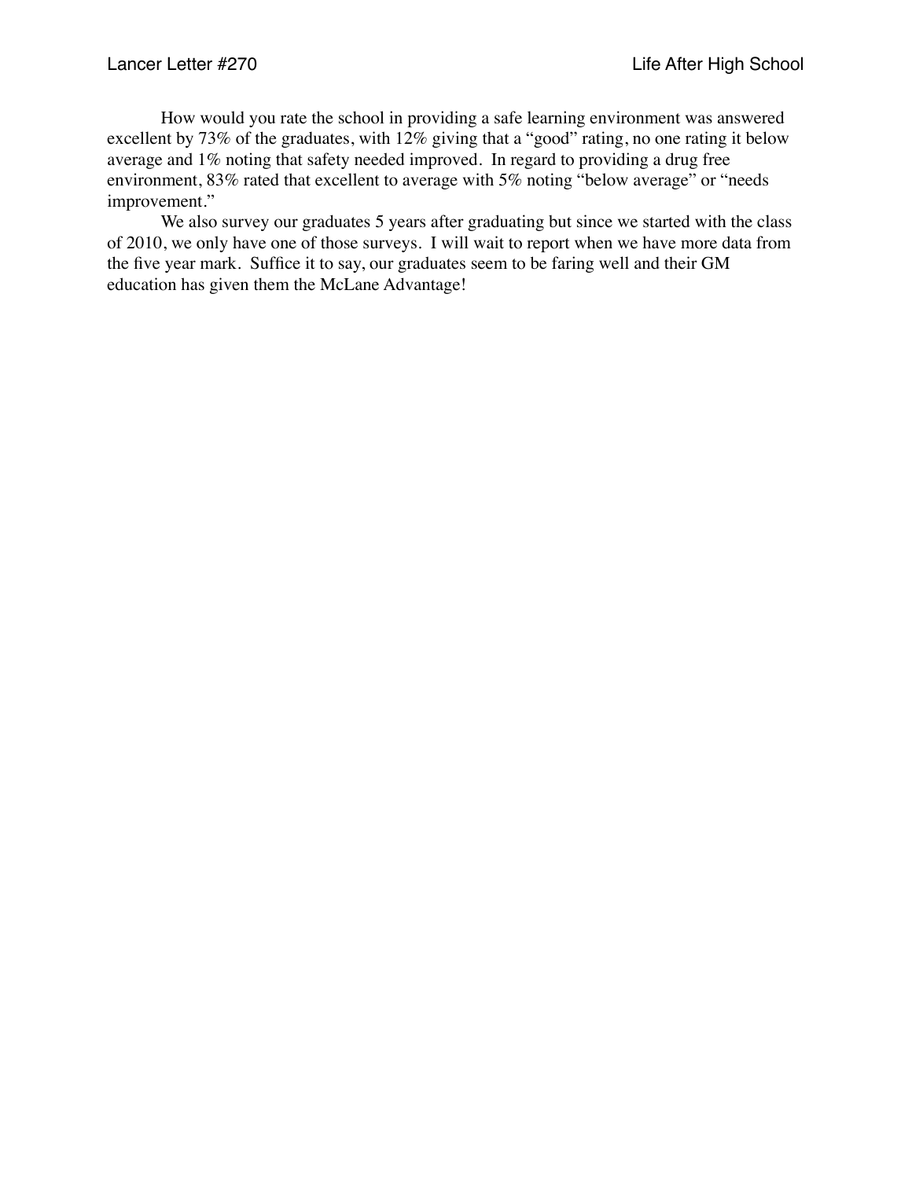How would you rate the school in providing a safe learning environment was answered excellent by 73% of the graduates, with 12% giving that a "good" rating, no one rating it below average and 1% noting that safety needed improved. In regard to providing a drug free environment, 83% rated that excellent to average with 5% noting "below average" or "needs improvement."

We also survey our graduates 5 years after graduating but since we started with the class of 2010, we only have one of those surveys. I will wait to report when we have more data from the five year mark. Suffice it to say, our graduates seem to be faring well and their GM education has given them the McLane Advantage!